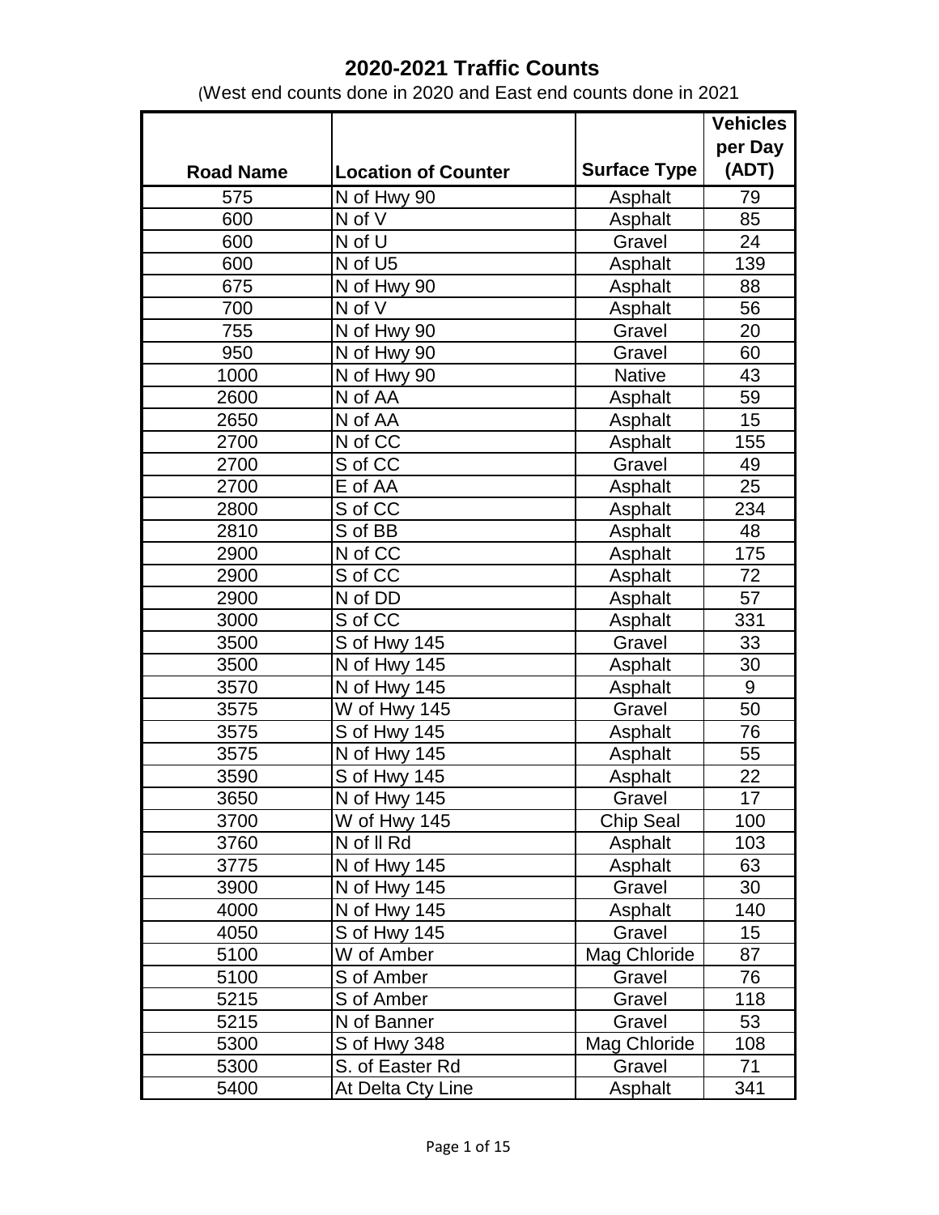# 2020-2021 Traffic Counts

(West end counts done in 2020 and East end counts done in 2021

| Road Name | Location of Counter | Surface Type | Vehicles per Day (ADT) |
|---|---|---|---|
| 575 | N of Hwy 90 | Asphalt | 79 |
| 600 | N of V | Asphalt | 85 |
| 600 | N of U | Gravel | 24 |
| 600 | N of U5 | Asphalt | 139 |
| 675 | N of Hwy 90 | Asphalt | 88 |
| 700 | N of V | Asphalt | 56 |
| 755 | N of Hwy 90 | Gravel | 20 |
| 950 | N of Hwy 90 | Gravel | 60 |
| 1000 | N of Hwy 90 | Native | 43 |
| 2600 | N of AA | Asphalt | 59 |
| 2650 | N of AA | Asphalt | 15 |
| 2700 | N of CC | Asphalt | 155 |
| 2700 | S of CC | Gravel | 49 |
| 2700 | E of AA | Asphalt | 25 |
| 2800 | S of CC | Asphalt | 234 |
| 2810 | S of BB | Asphalt | 48 |
| 2900 | N of CC | Asphalt | 175 |
| 2900 | S of CC | Asphalt | 72 |
| 2900 | N of DD | Asphalt | 57 |
| 3000 | S of CC | Asphalt | 331 |
| 3500 | S of Hwy 145 | Gravel | 33 |
| 3500 | N of Hwy 145 | Asphalt | 30 |
| 3570 | N of Hwy 145 | Asphalt | 9 |
| 3575 | W of Hwy 145 | Gravel | 50 |
| 3575 | S of Hwy 145 | Asphalt | 76 |
| 3575 | N of Hwy 145 | Asphalt | 55 |
| 3590 | S of Hwy 145 | Asphalt | 22 |
| 3650 | N of Hwy 145 | Gravel | 17 |
| 3700 | W of Hwy 145 | Chip Seal | 100 |
| 3760 | N of ll Rd | Asphalt | 103 |
| 3775 | N of Hwy 145 | Asphalt | 63 |
| 3900 | N of Hwy 145 | Gravel | 30 |
| 4000 | N of Hwy 145 | Asphalt | 140 |
| 4050 | S of Hwy 145 | Gravel | 15 |
| 5100 | W of Amber | Mag Chloride | 87 |
| 5100 | S of Amber | Gravel | 76 |
| 5215 | S of Amber | Gravel | 118 |
| 5215 | N of Banner | Gravel | 53 |
| 5300 | S of Hwy 348 | Mag Chloride | 108 |
| 5300 | S. of Easter Rd | Gravel | 71 |
| 5400 | At Delta Cty Line | Asphalt | 341 |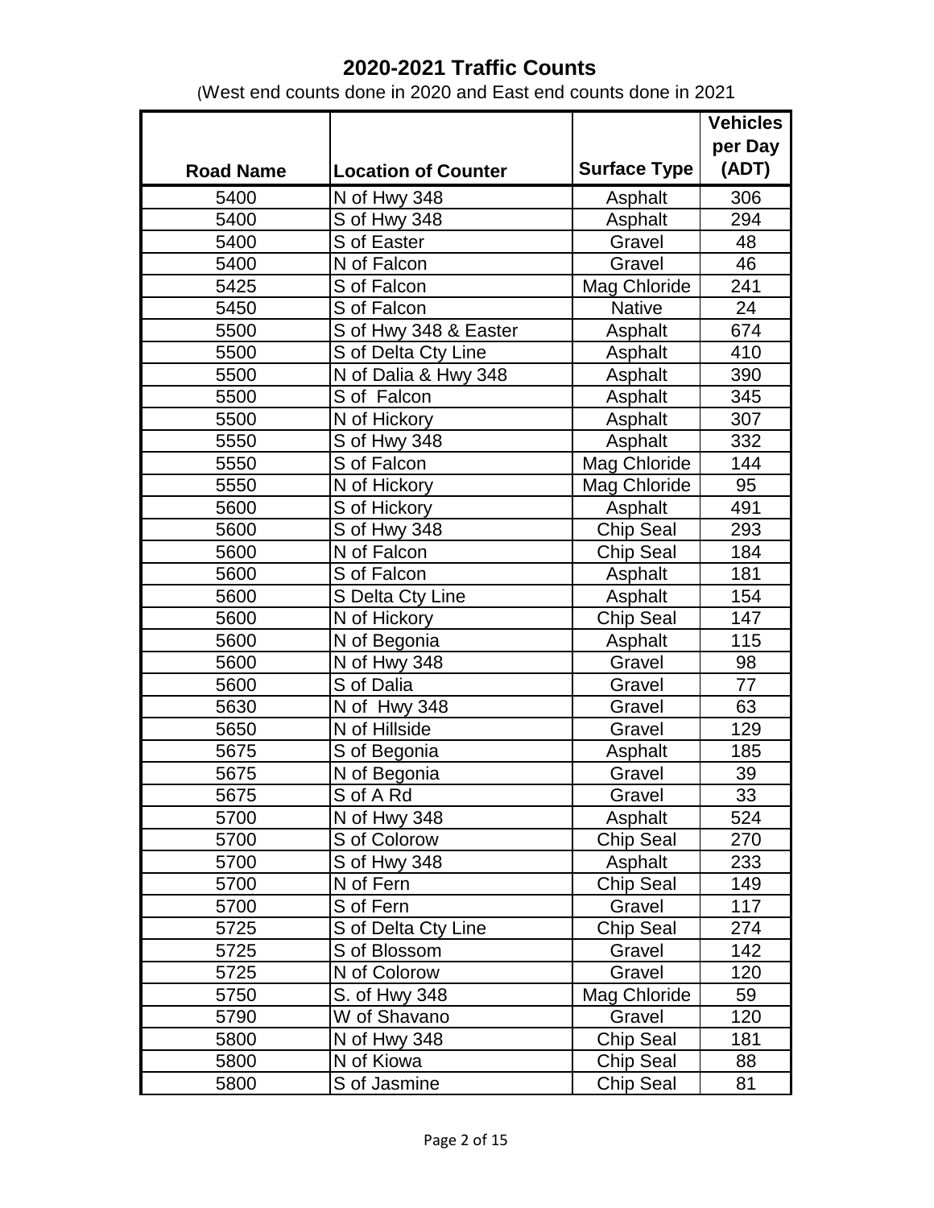# 2020-2021 Traffic Counts

(West end counts done in 2020 and East end counts done in 2021

| Road Name | Location of Counter | Surface Type | Vehicles per Day (ADT) |
|---|---|---|---|
| 5400 | N of Hwy 348 | Asphalt | 306 |
| 5400 | S of Hwy 348 | Asphalt | 294 |
| 5400 | S of Easter | Gravel | 48 |
| 5400 | N of Falcon | Gravel | 46 |
| 5425 | S of Falcon | Mag Chloride | 241 |
| 5450 | S of Falcon | Native | 24 |
| 5500 | S of Hwy 348 & Easter | Asphalt | 674 |
| 5500 | S of Delta Cty Line | Asphalt | 410 |
| 5500 | N of Dalia & Hwy 348 | Asphalt | 390 |
| 5500 | S of Falcon | Asphalt | 345 |
| 5500 | N of Hickory | Asphalt | 307 |
| 5550 | S of Hwy 348 | Asphalt | 332 |
| 5550 | S of Falcon | Mag Chloride | 144 |
| 5550 | N of Hickory | Mag Chloride | 95 |
| 5600 | S of Hickory | Asphalt | 491 |
| 5600 | S of Hwy 348 | Chip Seal | 293 |
| 5600 | N of Falcon | Chip Seal | 184 |
| 5600 | S of Falcon | Asphalt | 181 |
| 5600 | S Delta Cty Line | Asphalt | 154 |
| 5600 | N of Hickory | Chip Seal | 147 |
| 5600 | N of Begonia | Asphalt | 115 |
| 5600 | N of Hwy 348 | Gravel | 98 |
| 5600 | S of Dalia | Gravel | 77 |
| 5630 | N of Hwy 348 | Gravel | 63 |
| 5650 | N of Hillside | Gravel | 129 |
| 5675 | S of Begonia | Asphalt | 185 |
| 5675 | N of Begonia | Gravel | 39 |
| 5675 | S of A Rd | Gravel | 33 |
| 5700 | N of Hwy 348 | Asphalt | 524 |
| 5700 | S of Colorow | Chip Seal | 270 |
| 5700 | S of Hwy 348 | Asphalt | 233 |
| 5700 | N of Fern | Chip Seal | 149 |
| 5700 | S of Fern | Gravel | 117 |
| 5725 | S of Delta Cty Line | Chip Seal | 274 |
| 5725 | S of Blossom | Gravel | 142 |
| 5725 | N of Colorow | Gravel | 120 |
| 5750 | S. of Hwy 348 | Mag Chloride | 59 |
| 5790 | W of Shavano | Gravel | 120 |
| 5800 | N of Hwy 348 | Chip Seal | 181 |
| 5800 | N of Kiowa | Chip Seal | 88 |
| 5800 | S of Jasmine | Chip Seal | 81 |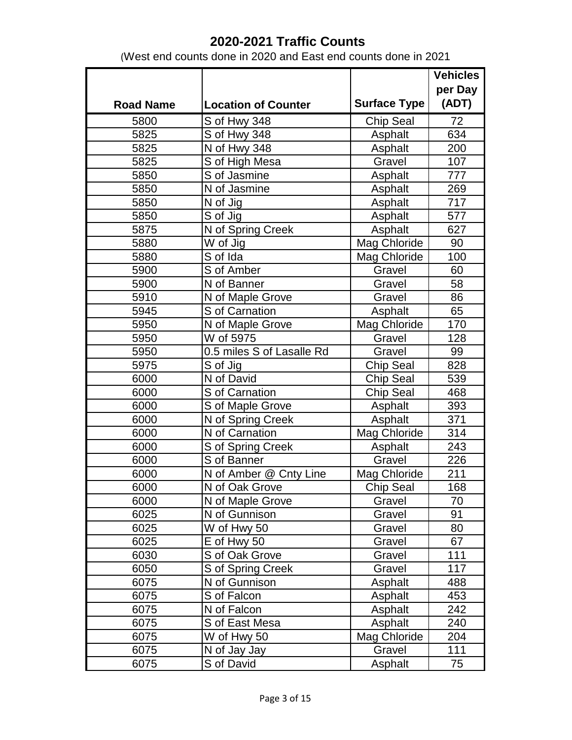# 2020-2021 Traffic Counts

(West end counts done in 2020 and East end counts done in 2021

| Road Name | Location of Counter | Surface Type | Vehicles per Day (ADT) |
|---|---|---|---|
| 5800 | S of Hwy 348 | Chip Seal | 72 |
| 5825 | S of Hwy 348 | Asphalt | 634 |
| 5825 | N of Hwy 348 | Asphalt | 200 |
| 5825 | S of High Mesa | Gravel | 107 |
| 5850 | S of Jasmine | Asphalt | 777 |
| 5850 | N of Jasmine | Asphalt | 269 |
| 5850 | N of Jig | Asphalt | 717 |
| 5850 | S of Jig | Asphalt | 577 |
| 5875 | N of Spring Creek | Asphalt | 627 |
| 5880 | W of Jig | Mag Chloride | 90 |
| 5880 | S of Ida | Mag Chloride | 100 |
| 5900 | S of Amber | Gravel | 60 |
| 5900 | N of Banner | Gravel | 58 |
| 5910 | N of Maple Grove | Gravel | 86 |
| 5945 | S of Carnation | Asphalt | 65 |
| 5950 | N of Maple Grove | Mag Chloride | 170 |
| 5950 | W of 5975 | Gravel | 128 |
| 5950 | 0.5 miles S of Lasalle Rd | Gravel | 99 |
| 5975 | S of Jig | Chip Seal | 828 |
| 6000 | N of David | Chip Seal | 539 |
| 6000 | S of Carnation | Chip Seal | 468 |
| 6000 | S of Maple Grove | Asphalt | 393 |
| 6000 | N of Spring Creek | Asphalt | 371 |
| 6000 | N of Carnation | Mag Chloride | 314 |
| 6000 | S of Spring Creek | Asphalt | 243 |
| 6000 | S of Banner | Gravel | 226 |
| 6000 | N of Amber @ Cnty Line | Mag Chloride | 211 |
| 6000 | N of Oak Grove | Chip Seal | 168 |
| 6000 | N of Maple Grove | Gravel | 70 |
| 6025 | N of Gunnison | Gravel | 91 |
| 6025 | W of Hwy 50 | Gravel | 80 |
| 6025 | E of Hwy 50 | Gravel | 67 |
| 6030 | S of Oak Grove | Gravel | 111 |
| 6050 | S of Spring Creek | Gravel | 117 |
| 6075 | N of Gunnison | Asphalt | 488 |
| 6075 | S of Falcon | Asphalt | 453 |
| 6075 | N of Falcon | Asphalt | 242 |
| 6075 | S of East Mesa | Asphalt | 240 |
| 6075 | W of Hwy 50 | Mag Chloride | 204 |
| 6075 | N of Jay Jay | Gravel | 111 |
| 6075 | S of David | Asphalt | 75 |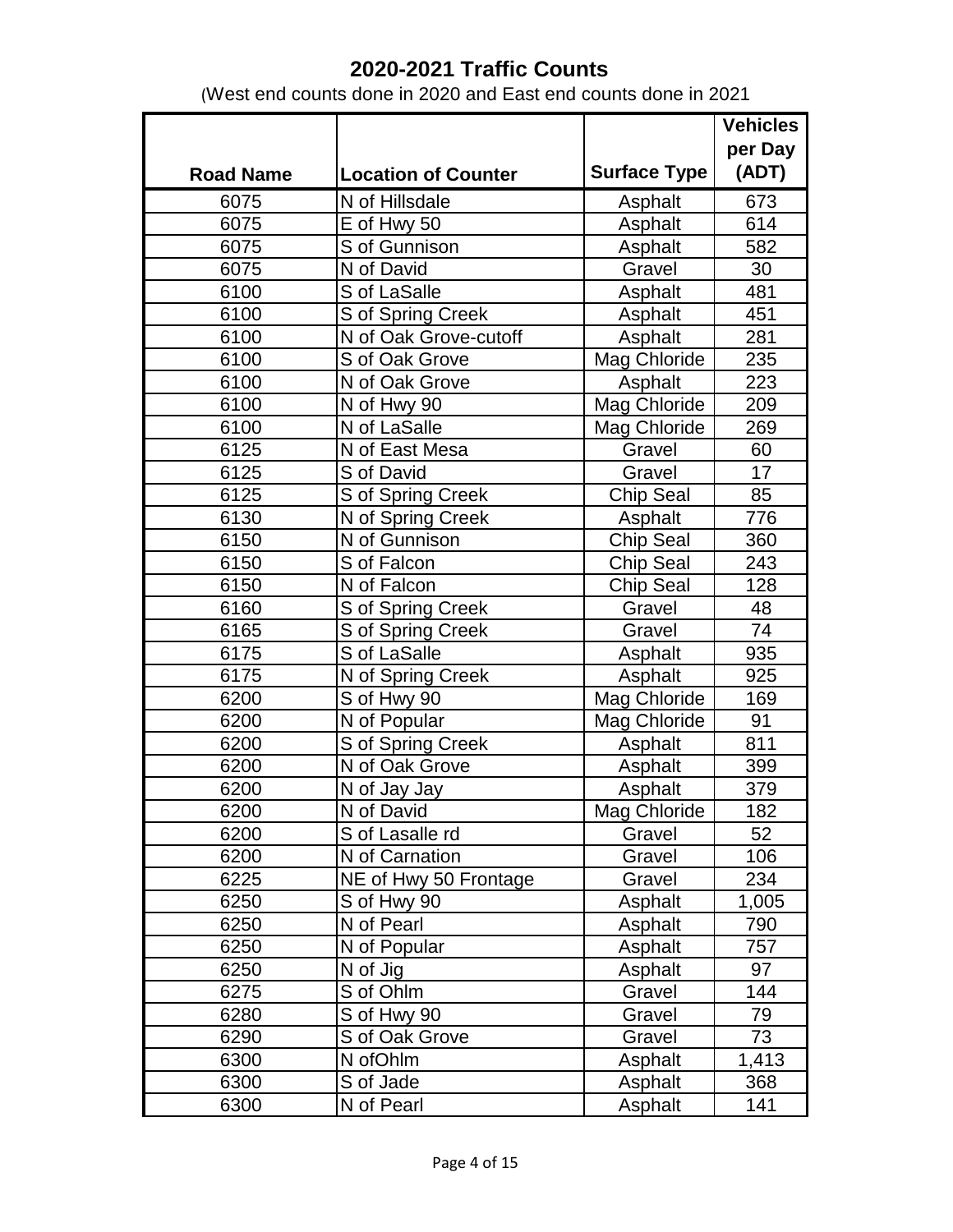# 2020-2021 Traffic Counts

(West end counts done in 2020 and East end counts done in 2021

| Road Name | Location of Counter | Surface Type | Vehicles per Day (ADT) |
|---|---|---|---|
| 6075 | N of Hillsdale | Asphalt | 673 |
| 6075 | E of Hwy 50 | Asphalt | 614 |
| 6075 | S of Gunnison | Asphalt | 582 |
| 6075 | N of David | Gravel | 30 |
| 6100 | S of LaSalle | Asphalt | 481 |
| 6100 | S of Spring Creek | Asphalt | 451 |
| 6100 | N of Oak Grove-cutoff | Asphalt | 281 |
| 6100 | S of Oak Grove | Mag Chloride | 235 |
| 6100 | N of Oak Grove | Asphalt | 223 |
| 6100 | N of Hwy 90 | Mag Chloride | 209 |
| 6100 | N of LaSalle | Mag Chloride | 269 |
| 6125 | N of East Mesa | Gravel | 60 |
| 6125 | S of David | Gravel | 17 |
| 6125 | S of Spring Creek | Chip Seal | 85 |
| 6130 | N of Spring Creek | Asphalt | 776 |
| 6150 | N of Gunnison | Chip Seal | 360 |
| 6150 | S of Falcon | Chip Seal | 243 |
| 6150 | N of Falcon | Chip Seal | 128 |
| 6160 | S of Spring Creek | Gravel | 48 |
| 6165 | S of Spring Creek | Gravel | 74 |
| 6175 | S of LaSalle | Asphalt | 935 |
| 6175 | N of Spring Creek | Asphalt | 925 |
| 6200 | S of Hwy 90 | Mag Chloride | 169 |
| 6200 | N of Popular | Mag Chloride | 91 |
| 6200 | S of Spring Creek | Asphalt | 811 |
| 6200 | N of Oak Grove | Asphalt | 399 |
| 6200 | N of Jay Jay | Asphalt | 379 |
| 6200 | N of David | Mag Chloride | 182 |
| 6200 | S of Lasalle rd | Gravel | 52 |
| 6200 | N of Carnation | Gravel | 106 |
| 6225 | NE of Hwy 50 Frontage | Gravel | 234 |
| 6250 | S of Hwy 90 | Asphalt | 1,005 |
| 6250 | N of Pearl | Asphalt | 790 |
| 6250 | N of Popular | Asphalt | 757 |
| 6250 | N of Jig | Asphalt | 97 |
| 6275 | S of Ohlm | Gravel | 144 |
| 6280 | S of Hwy 90 | Gravel | 79 |
| 6290 | S of Oak Grove | Gravel | 73 |
| 6300 | N ofOhlm | Asphalt | 1,413 |
| 6300 | S of Jade | Asphalt | 368 |
| 6300 | N of Pearl | Asphalt | 141 |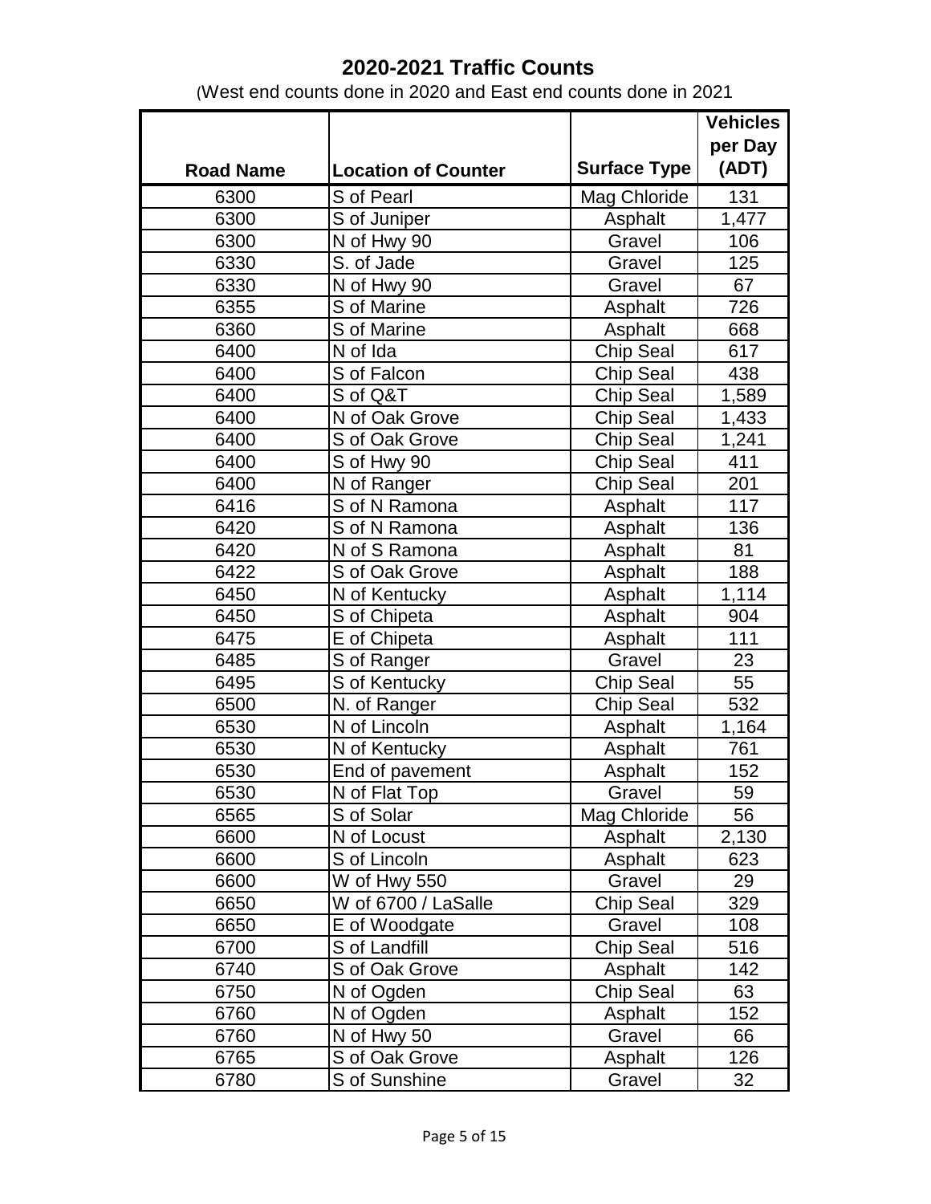# 2020-2021 Traffic Counts

(West end counts done in 2020 and East end counts done in 2021

| Road Name | Location of Counter | Surface Type | Vehicles per Day (ADT) |
|---|---|---|---|
| 6300 | S of Pearl | Mag Chloride | 131 |
| 6300 | S of Juniper | Asphalt | 1,477 |
| 6300 | N of Hwy 90 | Gravel | 106 |
| 6330 | S. of Jade | Gravel | 125 |
| 6330 | N of Hwy 90 | Gravel | 67 |
| 6355 | S of Marine | Asphalt | 726 |
| 6360 | S of Marine | Asphalt | 668 |
| 6400 | N of Ida | Chip Seal | 617 |
| 6400 | S of Falcon | Chip Seal | 438 |
| 6400 | S of Q&T | Chip Seal | 1,589 |
| 6400 | N of Oak Grove | Chip Seal | 1,433 |
| 6400 | S of Oak Grove | Chip Seal | 1,241 |
| 6400 | S of Hwy 90 | Chip Seal | 411 |
| 6400 | N of Ranger | Chip Seal | 201 |
| 6416 | S of N Ramona | Asphalt | 117 |
| 6420 | S of N Ramona | Asphalt | 136 |
| 6420 | N of S Ramona | Asphalt | 81 |
| 6422 | S of Oak Grove | Asphalt | 188 |
| 6450 | N of Kentucky | Asphalt | 1,114 |
| 6450 | S of Chipeta | Asphalt | 904 |
| 6475 | E of Chipeta | Asphalt | 111 |
| 6485 | S of Ranger | Gravel | 23 |
| 6495 | S of Kentucky | Chip Seal | 55 |
| 6500 | N. of Ranger | Chip Seal | 532 |
| 6530 | N of Lincoln | Asphalt | 1,164 |
| 6530 | N of Kentucky | Asphalt | 761 |
| 6530 | End of pavement | Asphalt | 152 |
| 6530 | N of Flat Top | Gravel | 59 |
| 6565 | S of Solar | Mag Chloride | 56 |
| 6600 | N of Locust | Asphalt | 2,130 |
| 6600 | S of Lincoln | Asphalt | 623 |
| 6600 | W of Hwy 550 | Gravel | 29 |
| 6650 | W of 6700 / LaSalle | Chip Seal | 329 |
| 6650 | E of Woodgate | Gravel | 108 |
| 6700 | S of Landfill | Chip Seal | 516 |
| 6740 | S of Oak Grove | Asphalt | 142 |
| 6750 | N of Ogden | Chip Seal | 63 |
| 6760 | N of Ogden | Asphalt | 152 |
| 6760 | N of Hwy 50 | Gravel | 66 |
| 6765 | S of Oak Grove | Asphalt | 126 |
| 6780 | S of Sunshine | Gravel | 32 |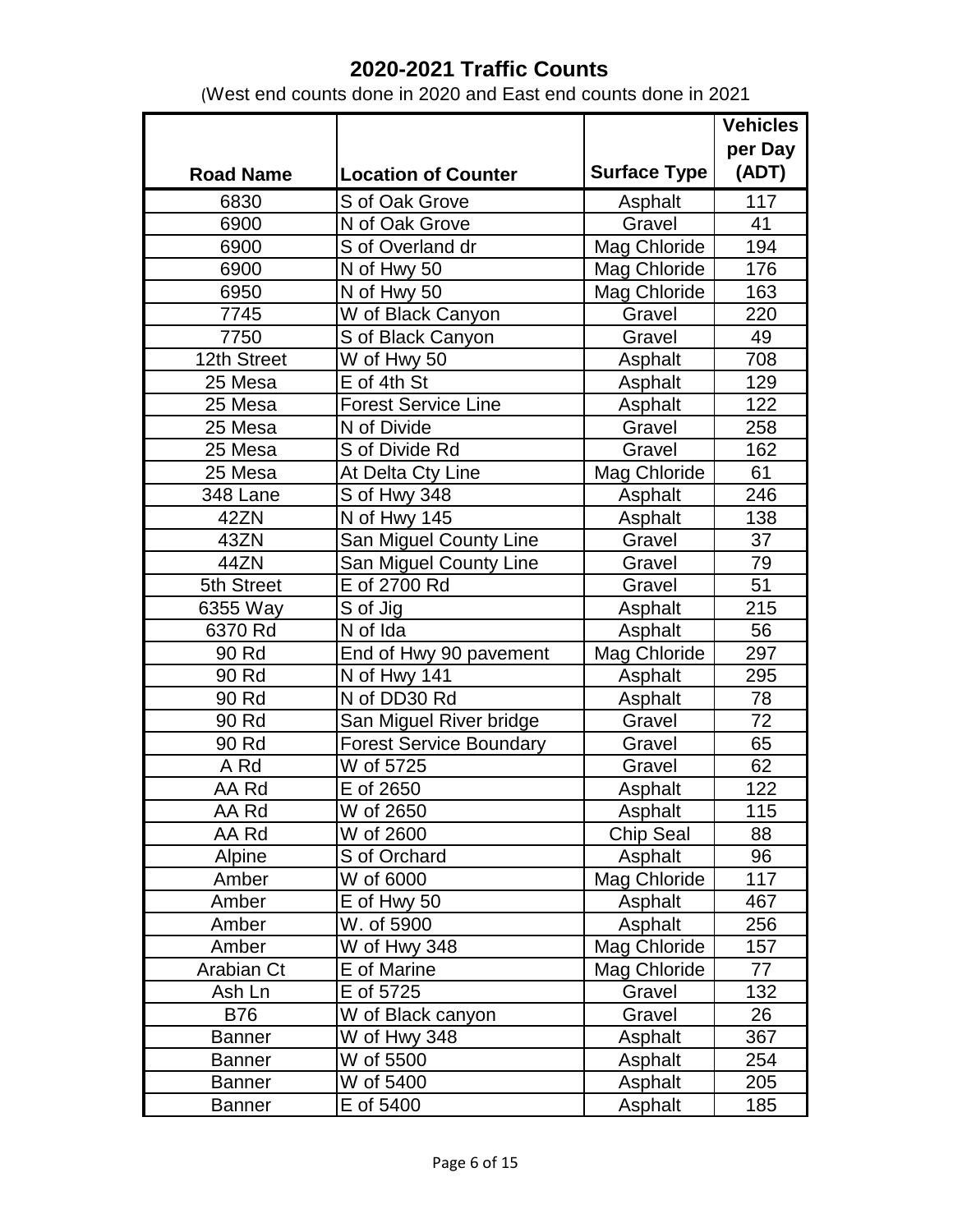# 2020-2021 Traffic Counts

(West end counts done in 2020 and East end counts done in 2021

| Road Name | Location of Counter | Surface Type | Vehicles per Day (ADT) |
|---|---|---|---|
| 6830 | S of Oak Grove | Asphalt | 117 |
| 6900 | N of Oak Grove | Gravel | 41 |
| 6900 | S of Overland dr | Mag Chloride | 194 |
| 6900 | N of Hwy 50 | Mag Chloride | 176 |
| 6950 | N of Hwy 50 | Mag Chloride | 163 |
| 7745 | W of Black Canyon | Gravel | 220 |
| 7750 | S of Black Canyon | Gravel | 49 |
| 12th Street | W of Hwy 50 | Asphalt | 708 |
| 25 Mesa | E of 4th St | Asphalt | 129 |
| 25 Mesa | Forest Service Line | Asphalt | 122 |
| 25 Mesa | N of Divide | Gravel | 258 |
| 25 Mesa | S of Divide Rd | Gravel | 162 |
| 25 Mesa | At Delta Cty Line | Mag Chloride | 61 |
| 348 Lane | S of Hwy 348 | Asphalt | 246 |
| 42ZN | N of Hwy 145 | Asphalt | 138 |
| 43ZN | San Miguel County Line | Gravel | 37 |
| 44ZN | San Miguel County Line | Gravel | 79 |
| 5th Street | E of 2700 Rd | Gravel | 51 |
| 6355 Way | S of Jig | Asphalt | 215 |
| 6370 Rd | N of Ida | Asphalt | 56 |
| 90 Rd | End of Hwy 90 pavement | Mag Chloride | 297 |
| 90 Rd | N of Hwy 141 | Asphalt | 295 |
| 90 Rd | N of DD30 Rd | Asphalt | 78 |
| 90 Rd | San Miguel River bridge | Gravel | 72 |
| 90 Rd | Forest Service Boundary | Gravel | 65 |
| A Rd | W of 5725 | Gravel | 62 |
| AA Rd | E of 2650 | Asphalt | 122 |
| AA Rd | W of 2650 | Asphalt | 115 |
| AA Rd | W of 2600 | Chip Seal | 88 |
| Alpine | S of Orchard | Asphalt | 96 |
| Amber | W of 6000 | Mag Chloride | 117 |
| Amber | E of Hwy 50 | Asphalt | 467 |
| Amber | W. of 5900 | Asphalt | 256 |
| Amber | W of Hwy 348 | Mag Chloride | 157 |
| Arabian Ct | E of Marine | Mag Chloride | 77 |
| Ash Ln | E of 5725 | Gravel | 132 |
| B76 | W of Black canyon | Gravel | 26 |
| Banner | W of Hwy 348 | Asphalt | 367 |
| Banner | W of 5500 | Asphalt | 254 |
| Banner | W of 5400 | Asphalt | 205 |
| Banner | E of 5400 | Asphalt | 185 |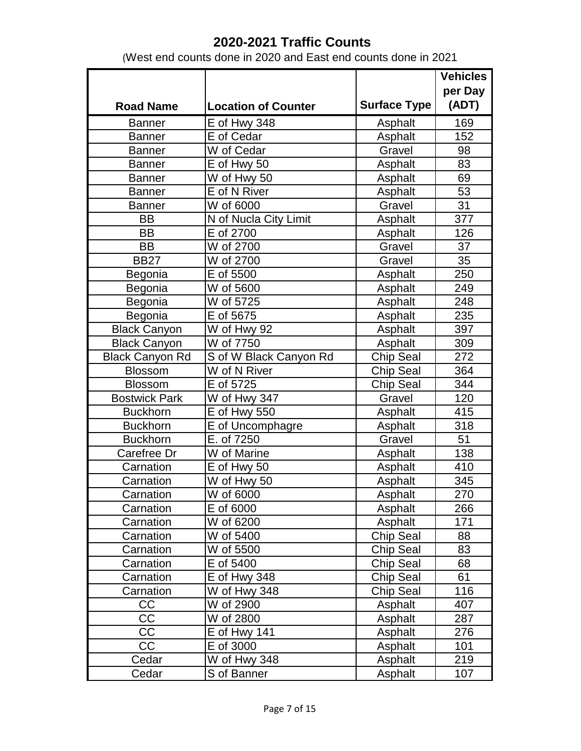# 2020-2021 Traffic Counts

(West end counts done in 2020 and East end counts done in 2021

| Road Name | Location of Counter | Surface Type | Vehicles per Day (ADT) |
|---|---|---|---|
| Banner | E of Hwy 348 | Asphalt | 169 |
| Banner | E of Cedar | Asphalt | 152 |
| Banner | W of Cedar | Gravel | 98 |
| Banner | E of Hwy 50 | Asphalt | 83 |
| Banner | W of Hwy 50 | Asphalt | 69 |
| Banner | E of N River | Asphalt | 53 |
| Banner | W of 6000 | Gravel | 31 |
| BB | N of Nucla City Limit | Asphalt | 377 |
| BB | E of 2700 | Asphalt | 126 |
| BB | W of 2700 | Gravel | 37 |
| BB27 | W of 2700 | Gravel | 35 |
| Begonia | E of 5500 | Asphalt | 250 |
| Begonia | W of 5600 | Asphalt | 249 |
| Begonia | W of 5725 | Asphalt | 248 |
| Begonia | E of 5675 | Asphalt | 235 |
| Black Canyon | W of Hwy 92 | Asphalt | 397 |
| Black Canyon | W of 7750 | Asphalt | 309 |
| Black Canyon Rd | S of W Black Canyon Rd | Chip Seal | 272 |
| Blossom | W of N River | Chip Seal | 364 |
| Blossom | E of 5725 | Chip Seal | 344 |
| Bostwick Park | W of Hwy 347 | Gravel | 120 |
| Buckhorn | E of Hwy 550 | Asphalt | 415 |
| Buckhorn | E of Uncomphagre | Asphalt | 318 |
| Buckhorn | E. of 7250 | Gravel | 51 |
| Carefree Dr | W of Marine | Asphalt | 138 |
| Carnation | E of Hwy 50 | Asphalt | 410 |
| Carnation | W of Hwy 50 | Asphalt | 345 |
| Carnation | W of 6000 | Asphalt | 270 |
| Carnation | E of 6000 | Asphalt | 266 |
| Carnation | W of 6200 | Asphalt | 171 |
| Carnation | W of 5400 | Chip Seal | 88 |
| Carnation | W of 5500 | Chip Seal | 83 |
| Carnation | E of 5400 | Chip Seal | 68 |
| Carnation | E of Hwy 348 | Chip Seal | 61 |
| Carnation | W of Hwy 348 | Chip Seal | 116 |
| CC | W of 2900 | Asphalt | 407 |
| CC | W of 2800 | Asphalt | 287 |
| CC | E of Hwy 141 | Asphalt | 276 |
| CC | E of 3000 | Asphalt | 101 |
| Cedar | W of Hwy 348 | Asphalt | 219 |
| Cedar | S of Banner | Asphalt | 107 |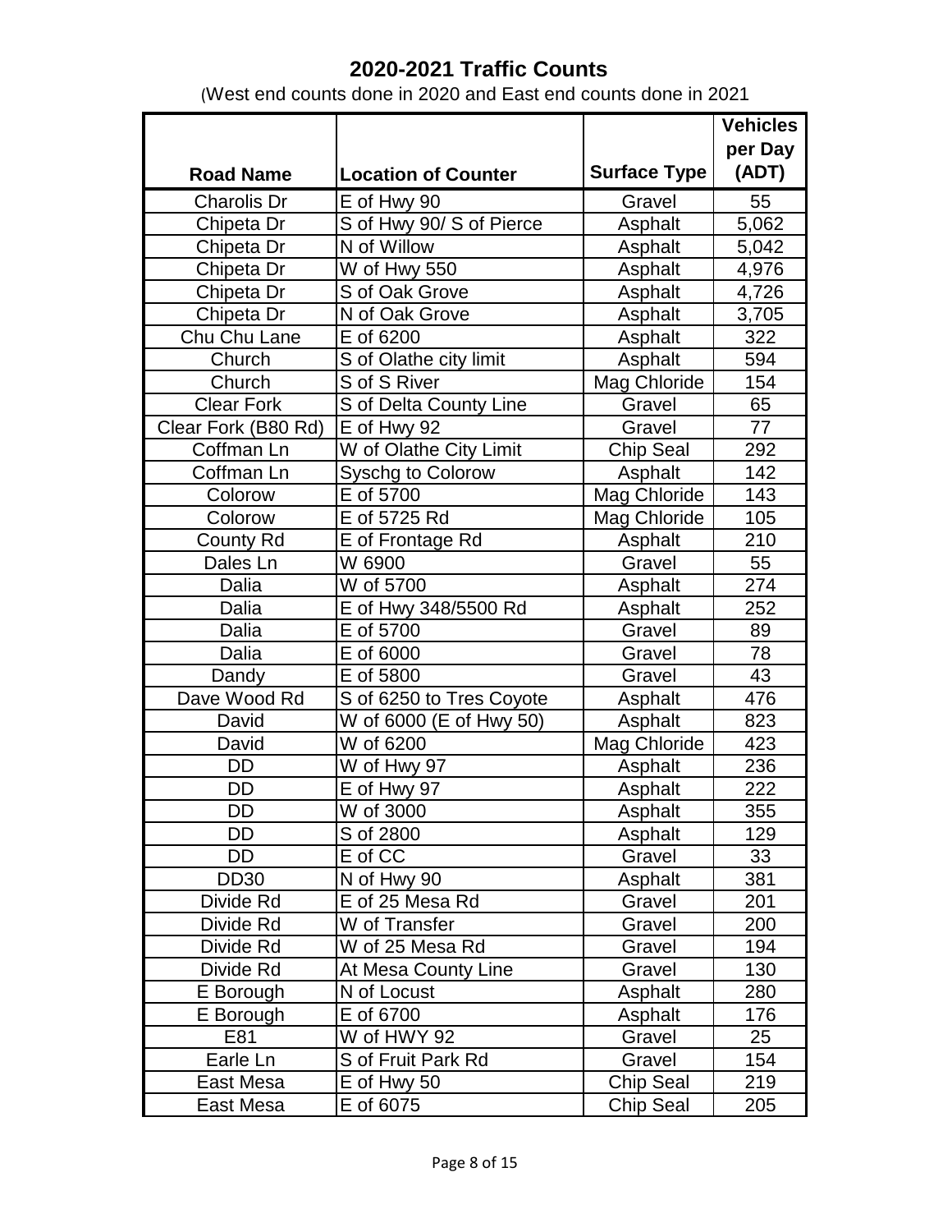# 2020-2021 Traffic Counts

(West end counts done in 2020 and East end counts done in 2021

| Road Name | Location of Counter | Surface Type | Vehicles per Day (ADT) |
|---|---|---|---|
| Charolis Dr | E of Hwy 90 | Gravel | 55 |
| Chipeta Dr | S of Hwy 90/ S of Pierce | Asphalt | 5,062 |
| Chipeta Dr | N of Willow | Asphalt | 5,042 |
| Chipeta Dr | W of Hwy 550 | Asphalt | 4,976 |
| Chipeta Dr | S of Oak Grove | Asphalt | 4,726 |
| Chipeta Dr | N of Oak Grove | Asphalt | 3,705 |
| Chu Chu Lane | E of 6200 | Asphalt | 322 |
| Church | S of Olathe city limit | Asphalt | 594 |
| Church | S of S River | Mag Chloride | 154 |
| Clear Fork | S of Delta County Line | Gravel | 65 |
| Clear Fork (B80 Rd) | E of Hwy 92 | Gravel | 77 |
| Coffman Ln | W of Olathe City Limit | Chip Seal | 292 |
| Coffman Ln | Syschg to Colorow | Asphalt | 142 |
| Colorow | E of 5700 | Mag Chloride | 143 |
| Colorow | E of 5725 Rd | Mag Chloride | 105 |
| County Rd | E of Frontage Rd | Asphalt | 210 |
| Dales Ln | W 6900 | Gravel | 55 |
| Dalia | W of 5700 | Asphalt | 274 |
| Dalia | E of Hwy 348/5500 Rd | Asphalt | 252 |
| Dalia | E of 5700 | Gravel | 89 |
| Dalia | E of 6000 | Gravel | 78 |
| Dandy | E of 5800 | Gravel | 43 |
| Dave Wood Rd | S of 6250 to Tres Coyote | Asphalt | 476 |
| David | W of 6000 (E of Hwy 50) | Asphalt | 823 |
| David | W of 6200 | Mag Chloride | 423 |
| DD | W of Hwy 97 | Asphalt | 236 |
| DD | E of Hwy 97 | Asphalt | 222 |
| DD | W of 3000 | Asphalt | 355 |
| DD | S of 2800 | Asphalt | 129 |
| DD | E of CC | Gravel | 33 |
| DD30 | N of Hwy 90 | Asphalt | 381 |
| Divide Rd | E of 25 Mesa Rd | Gravel | 201 |
| Divide Rd | W of Transfer | Gravel | 200 |
| Divide Rd | W of 25 Mesa Rd | Gravel | 194 |
| Divide Rd | At Mesa County Line | Gravel | 130 |
| E Borough | N of Locust | Asphalt | 280 |
| E Borough | E of 6700 | Asphalt | 176 |
| E81 | W of HWY 92 | Gravel | 25 |
| Earle Ln | S of Fruit Park Rd | Gravel | 154 |
| East Mesa | E of Hwy 50 | Chip Seal | 219 |
| East Mesa | E of 6075 | Chip Seal | 205 |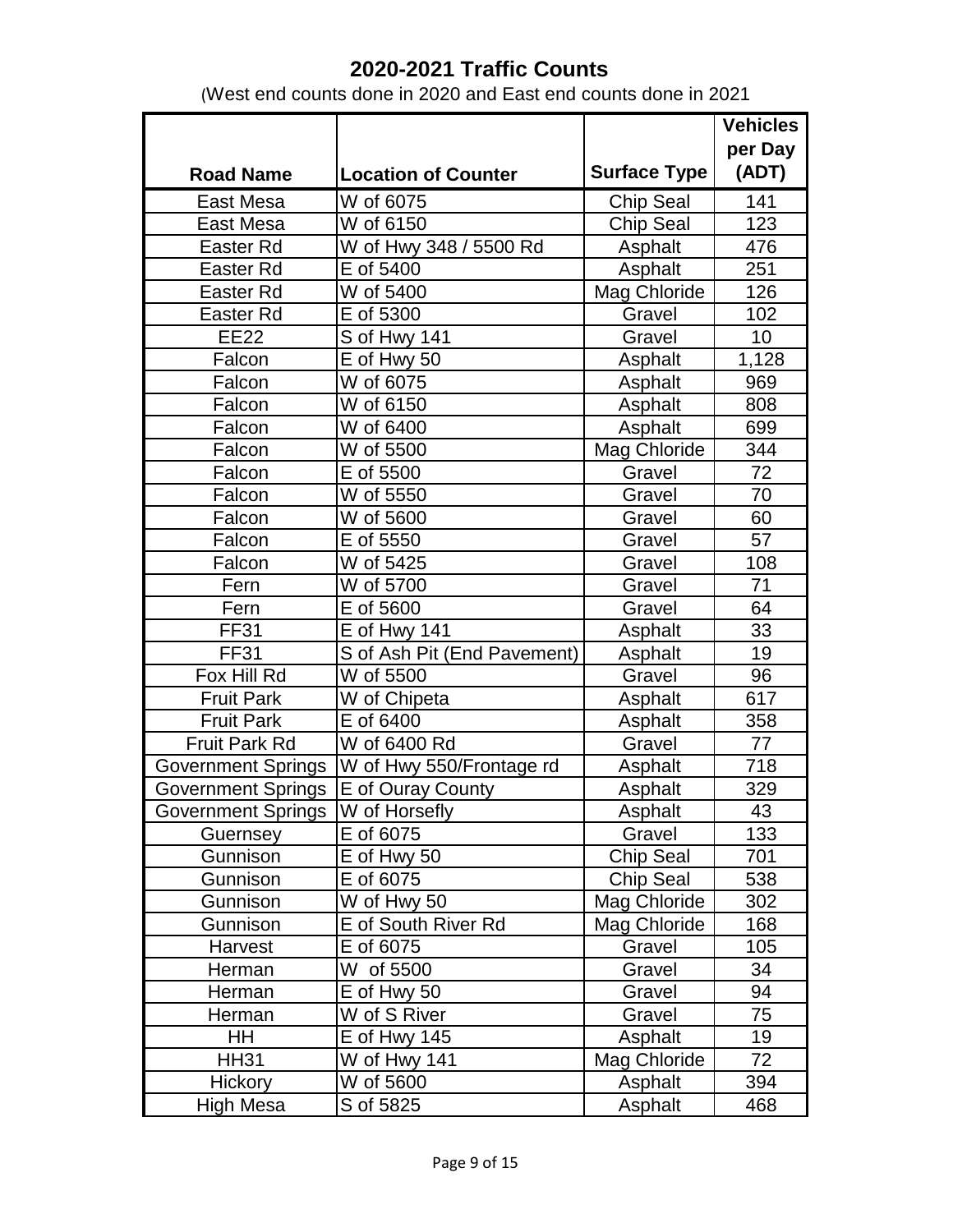# 2020-2021 Traffic Counts

(West end counts done in 2020 and East end counts done in 2021

| Road Name | Location of Counter | Surface Type | Vehicles per Day (ADT) |
|---|---|---|---|
| East Mesa | W of 6075 | Chip Seal | 141 |
| East Mesa | W of 6150 | Chip Seal | 123 |
| Easter Rd | W of Hwy 348 / 5500 Rd | Asphalt | 476 |
| Easter Rd | E of 5400 | Asphalt | 251 |
| Easter Rd | W of 5400 | Mag Chloride | 126 |
| Easter Rd | E of 5300 | Gravel | 102 |
| EE22 | S of Hwy 141 | Gravel | 10 |
| Falcon | E of Hwy 50 | Asphalt | 1,128 |
| Falcon | W of 6075 | Asphalt | 969 |
| Falcon | W of 6150 | Asphalt | 808 |
| Falcon | W of 6400 | Asphalt | 699 |
| Falcon | W of 5500 | Mag Chloride | 344 |
| Falcon | E of 5500 | Gravel | 72 |
| Falcon | W of 5550 | Gravel | 70 |
| Falcon | W of 5600 | Gravel | 60 |
| Falcon | E of 5550 | Gravel | 57 |
| Falcon | W of 5425 | Gravel | 108 |
| Fern | W of 5700 | Gravel | 71 |
| Fern | E of 5600 | Gravel | 64 |
| FF31 | E of Hwy 141 | Asphalt | 33 |
| FF31 | S of Ash Pit (End Pavement) | Asphalt | 19 |
| Fox Hill Rd | W of 5500 | Gravel | 96 |
| Fruit Park | W of Chipeta | Asphalt | 617 |
| Fruit Park | E of 6400 | Asphalt | 358 |
| Fruit Park Rd | W of 6400 Rd | Gravel | 77 |
| Government Springs | W of Hwy 550/Frontage rd | Asphalt | 718 |
| Government Springs | E of Ouray County | Asphalt | 329 |
| Government Springs | W of Horsefly | Asphalt | 43 |
| Guernsey | E of 6075 | Gravel | 133 |
| Gunnison | E of Hwy 50 | Chip Seal | 701 |
| Gunnison | E of 6075 | Chip Seal | 538 |
| Gunnison | W of Hwy 50 | Mag Chloride | 302 |
| Gunnison | E of South River Rd | Mag Chloride | 168 |
| Harvest | E of 6075 | Gravel | 105 |
| Herman | W of 5500 | Gravel | 34 |
| Herman | E of Hwy 50 | Gravel | 94 |
| Herman | W of S River | Gravel | 75 |
| HH | E of Hwy 145 | Asphalt | 19 |
| HH31 | W of Hwy 141 | Mag Chloride | 72 |
| Hickory | W of 5600 | Asphalt | 394 |
| High Mesa | S of 5825 | Asphalt | 468 |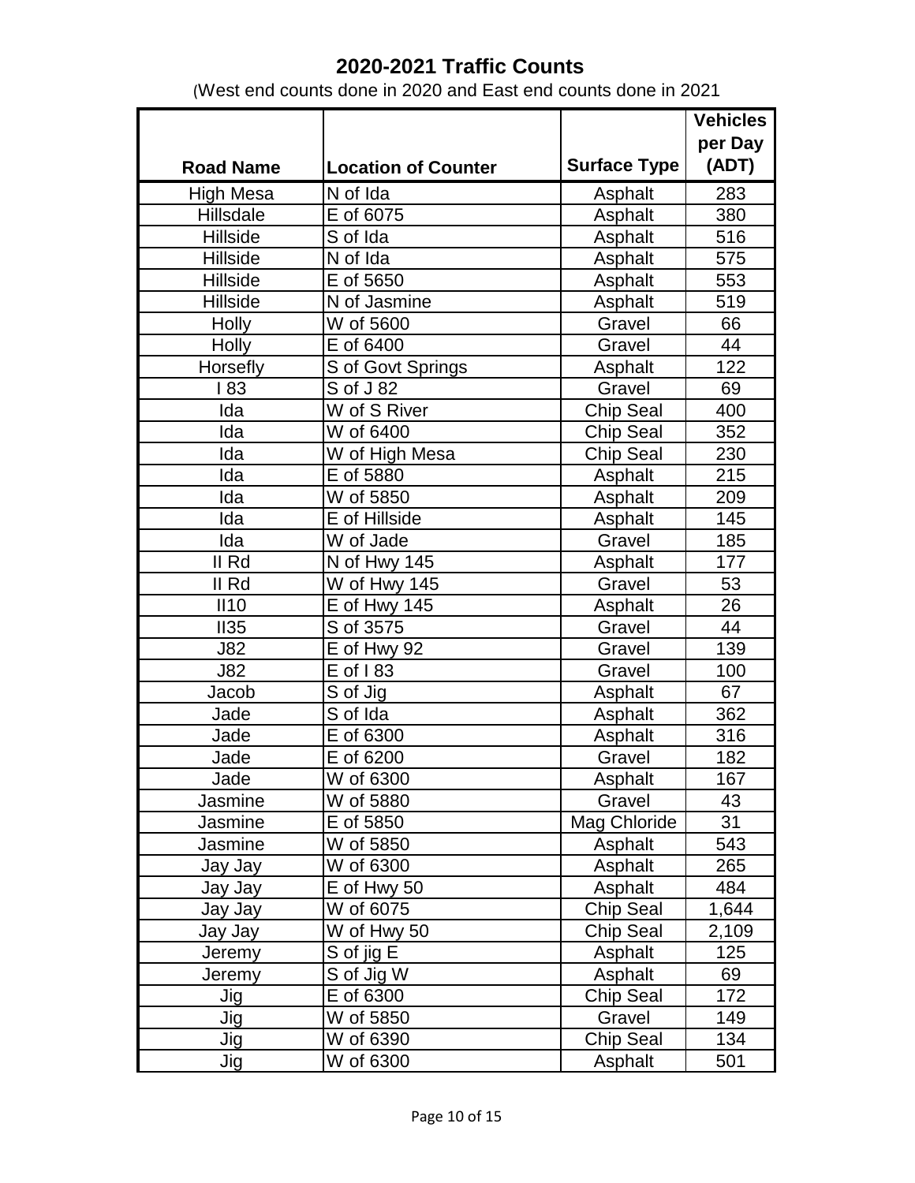# 2020-2021 Traffic Counts

(West end counts done in 2020 and East end counts done in 2021

| Road Name | Location of Counter | Surface Type | Vehicles per Day (ADT) |
|---|---|---|---|
| High Mesa | N of Ida | Asphalt | 283 |
| Hillsdale | E of 6075 | Asphalt | 380 |
| Hillside | S of Ida | Asphalt | 516 |
| Hillside | N of Ida | Asphalt | 575 |
| Hillside | E of 5650 | Asphalt | 553 |
| Hillside | N of Jasmine | Asphalt | 519 |
| Holly | W of 5600 | Gravel | 66 |
| Holly | E of 6400 | Gravel | 44 |
| Horsefly | S of Govt Springs | Asphalt | 122 |
| I 83 | S of J 82 | Gravel | 69 |
| Ida | W of S River | Chip Seal | 400 |
| Ida | W of 6400 | Chip Seal | 352 |
| Ida | W of High Mesa | Chip Seal | 230 |
| Ida | E of 5880 | Asphalt | 215 |
| Ida | W of 5850 | Asphalt | 209 |
| Ida | E of Hillside | Asphalt | 145 |
| Ida | W of Jade | Gravel | 185 |
| II Rd | N of Hwy 145 | Asphalt | 177 |
| II Rd | W of Hwy 145 | Gravel | 53 |
| II10 | E of Hwy 145 | Asphalt | 26 |
| II35 | S of 3575 | Gravel | 44 |
| J82 | E of Hwy 92 | Gravel | 139 |
| J82 | E of I 83 | Gravel | 100 |
| Jacob | S of Jig | Asphalt | 67 |
| Jade | S of Ida | Asphalt | 362 |
| Jade | E of 6300 | Asphalt | 316 |
| Jade | E of 6200 | Gravel | 182 |
| Jade | W of 6300 | Asphalt | 167 |
| Jasmine | W of 5880 | Gravel | 43 |
| Jasmine | E of 5850 | Mag Chloride | 31 |
| Jasmine | W of 5850 | Asphalt | 543 |
| Jay Jay | W of 6300 | Asphalt | 265 |
| Jay Jay | E of Hwy 50 | Asphalt | 484 |
| Jay Jay | W of 6075 | Chip Seal | 1,644 |
| Jay Jay | W of Hwy 50 | Chip Seal | 2,109 |
| Jeremy | S of jig E | Asphalt | 125 |
| Jeremy | S of Jig W | Asphalt | 69 |
| Jig | E of 6300 | Chip Seal | 172 |
| Jig | W of 5850 | Gravel | 149 |
| Jig | W of 6390 | Chip Seal | 134 |
| Jig | W of 6300 | Asphalt | 501 |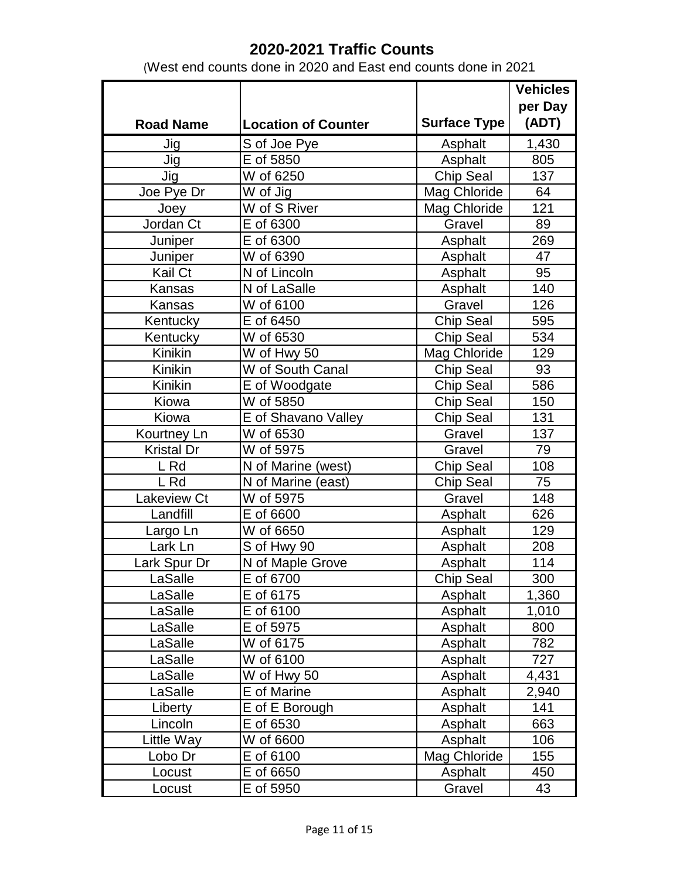# 2020-2021 Traffic Counts

(West end counts done in 2020 and East end counts done in 2021

| Road Name | Location of Counter | Surface Type | Vehicles per Day (ADT) |
|---|---|---|---|
| Jig | S of Joe Pye | Asphalt | 1,430 |
| Jig | E of 5850 | Asphalt | 805 |
| Jig | W of 6250 | Chip Seal | 137 |
| Joe Pye Dr | W of Jig | Mag Chloride | 64 |
| Joey | W of S River | Mag Chloride | 121 |
| Jordan Ct | E of 6300 | Gravel | 89 |
| Juniper | E of 6300 | Asphalt | 269 |
| Juniper | W of 6390 | Asphalt | 47 |
| Kail Ct | N of Lincoln | Asphalt | 95 |
| Kansas | N of LaSalle | Asphalt | 140 |
| Kansas | W of 6100 | Gravel | 126 |
| Kentucky | E of 6450 | Chip Seal | 595 |
| Kentucky | W of 6530 | Chip Seal | 534 |
| Kinikin | W of Hwy 50 | Mag Chloride | 129 |
| Kinikin | W of South Canal | Chip Seal | 93 |
| Kinikin | E of Woodgate | Chip Seal | 586 |
| Kiowa | W of 5850 | Chip Seal | 150 |
| Kiowa | E of Shavano Valley | Chip Seal | 131 |
| Kourtney Ln | W of 6530 | Gravel | 137 |
| Kristal Dr | W of 5975 | Gravel | 79 |
| L Rd | N of Marine (west) | Chip Seal | 108 |
| L Rd | N of Marine (east) | Chip Seal | 75 |
| Lakeview Ct | W of 5975 | Gravel | 148 |
| Landfill | E of 6600 | Asphalt | 626 |
| Largo Ln | W of 6650 | Asphalt | 129 |
| Lark Ln | S of Hwy 90 | Asphalt | 208 |
| Lark Spur Dr | N of Maple Grove | Asphalt | 114 |
| LaSalle | E of 6700 | Chip Seal | 300 |
| LaSalle | E of 6175 | Asphalt | 1,360 |
| LaSalle | E of 6100 | Asphalt | 1,010 |
| LaSalle | E of 5975 | Asphalt | 800 |
| LaSalle | W of 6175 | Asphalt | 782 |
| LaSalle | W of 6100 | Asphalt | 727 |
| LaSalle | W of Hwy 50 | Asphalt | 4,431 |
| LaSalle | E of Marine | Asphalt | 2,940 |
| Liberty | E of E Borough | Asphalt | 141 |
| Lincoln | E of 6530 | Asphalt | 663 |
| Little Way | W of 6600 | Asphalt | 106 |
| Lobo Dr | E of 6100 | Mag Chloride | 155 |
| Locust | E of 6650 | Asphalt | 450 |
| Locust | E of 5950 | Gravel | 43 |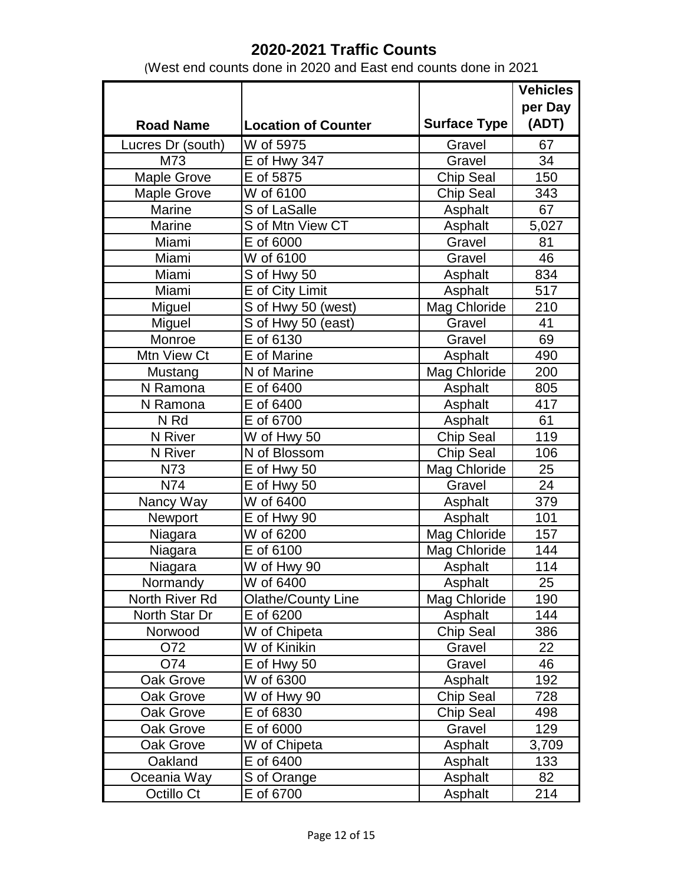# 2020-2021 Traffic Counts

(West end counts done in 2020 and East end counts done in 2021

| Road Name | Location of Counter | Surface Type | Vehicles per Day (ADT) |
|---|---|---|---|
| Lucres Dr (south) | W of 5975 | Gravel | 67 |
| M73 | E of Hwy 347 | Gravel | 34 |
| Maple Grove | E of 5875 | Chip Seal | 150 |
| Maple Grove | W of 6100 | Chip Seal | 343 |
| Marine | S of LaSalle | Asphalt | 67 |
| Marine | S of Mtn View CT | Asphalt | 5,027 |
| Miami | E of 6000 | Gravel | 81 |
| Miami | W of 6100 | Gravel | 46 |
| Miami | S of Hwy 50 | Asphalt | 834 |
| Miami | E of City Limit | Asphalt | 517 |
| Miguel | S of Hwy 50 (west) | Mag Chloride | 210 |
| Miguel | S of Hwy 50 (east) | Gravel | 41 |
| Monroe | E of 6130 | Gravel | 69 |
| Mtn View Ct | E of Marine | Asphalt | 490 |
| Mustang | N of Marine | Mag Chloride | 200 |
| N Ramona | E of 6400 | Asphalt | 805 |
| N Ramona | E of 6400 | Asphalt | 417 |
| N Rd | E of 6700 | Asphalt | 61 |
| N River | W of Hwy 50 | Chip Seal | 119 |
| N River | N of Blossom | Chip Seal | 106 |
| N73 | E of Hwy 50 | Mag Chloride | 25 |
| N74 | E of Hwy 50 | Gravel | 24 |
| Nancy Way | W of 6400 | Asphalt | 379 |
| Newport | E of Hwy 90 | Asphalt | 101 |
| Niagara | W of 6200 | Mag Chloride | 157 |
| Niagara | E of 6100 | Mag Chloride | 144 |
| Niagara | W of Hwy 90 | Asphalt | 114 |
| Normandy | W of 6400 | Asphalt | 25 |
| North River Rd | Olathe/County Line | Mag Chloride | 190 |
| North Star Dr | E of 6200 | Asphalt | 144 |
| Norwood | W of Chipeta | Chip Seal | 386 |
| O72 | W of Kinikin | Gravel | 22 |
| O74 | E of Hwy 50 | Gravel | 46 |
| Oak Grove | W of 6300 | Asphalt | 192 |
| Oak Grove | W of Hwy 90 | Chip Seal | 728 |
| Oak Grove | E of 6830 | Chip Seal | 498 |
| Oak Grove | E of 6000 | Gravel | 129 |
| Oak Grove | W of Chipeta | Asphalt | 3,709 |
| Oakland | E of 6400 | Asphalt | 133 |
| Oceania Way | S of Orange | Asphalt | 82 |
| Octillo Ct | E of 6700 | Asphalt | 214 |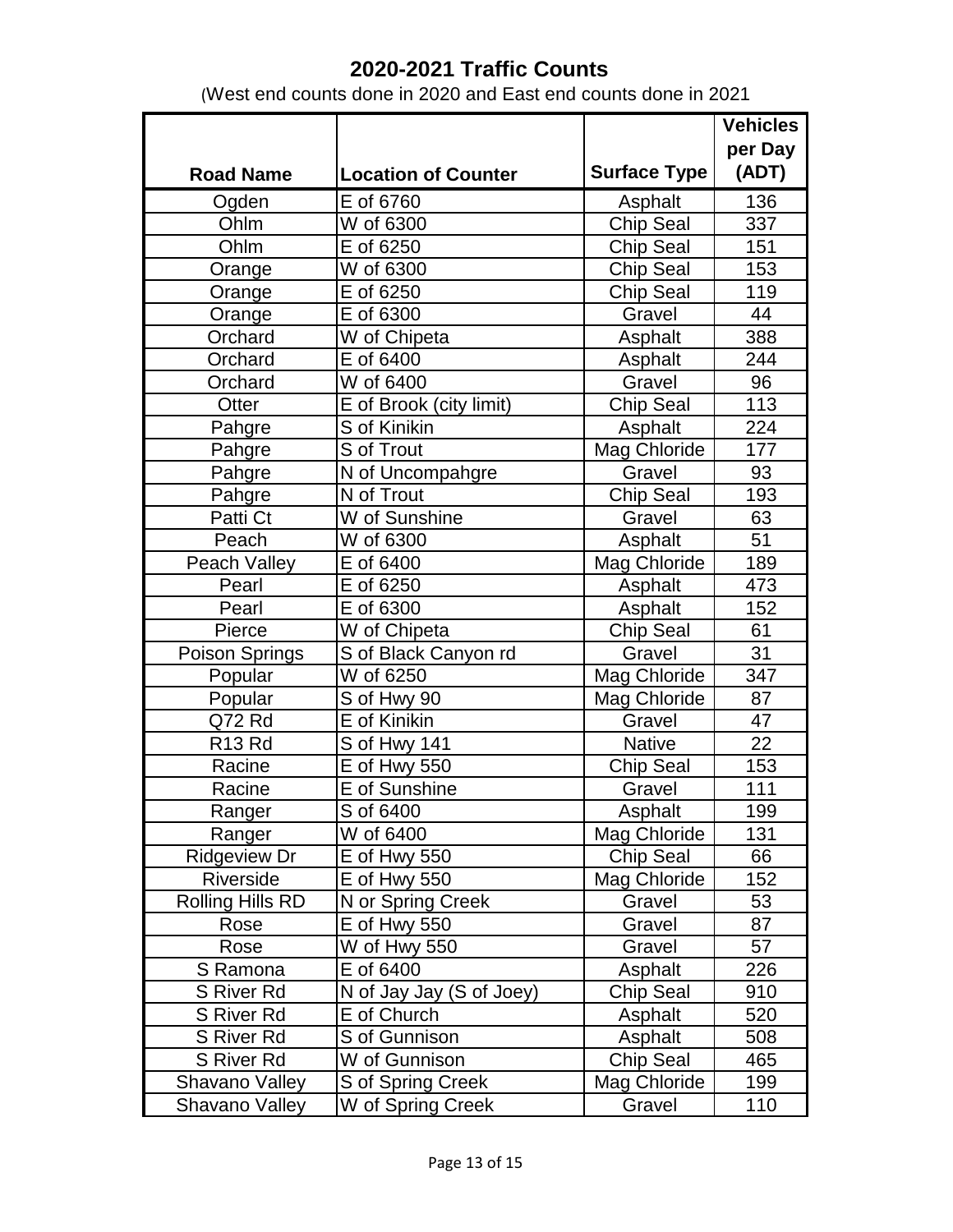# 2020-2021 Traffic Counts

(West end counts done in 2020 and East end counts done in 2021

| Road Name | Location of Counter | Surface Type | Vehicles per Day (ADT) |
|---|---|---|---|
| Ogden | E of 6760 | Asphalt | 136 |
| Ohlm | W of 6300 | Chip Seal | 337 |
| Ohlm | E of 6250 | Chip Seal | 151 |
| Orange | W of 6300 | Chip Seal | 153 |
| Orange | E of 6250 | Chip Seal | 119 |
| Orange | E of 6300 | Gravel | 44 |
| Orchard | W of Chipeta | Asphalt | 388 |
| Orchard | E of 6400 | Asphalt | 244 |
| Orchard | W of 6400 | Gravel | 96 |
| Otter | E of Brook (city limit) | Chip Seal | 113 |
| Pahgre | S of Kinikin | Asphalt | 224 |
| Pahgre | S of Trout | Mag Chloride | 177 |
| Pahgre | N of Uncompahgre | Gravel | 93 |
| Pahgre | N of Trout | Chip Seal | 193 |
| Patti Ct | W of Sunshine | Gravel | 63 |
| Peach | W of 6300 | Asphalt | 51 |
| Peach Valley | E of 6400 | Mag Chloride | 189 |
| Pearl | E of 6250 | Asphalt | 473 |
| Pearl | E of 6300 | Asphalt | 152 |
| Pierce | W of Chipeta | Chip Seal | 61 |
| Poison Springs | S of Black Canyon rd | Gravel | 31 |
| Popular | W of 6250 | Mag Chloride | 347 |
| Popular | S of Hwy 90 | Mag Chloride | 87 |
| Q72 Rd | E of Kinikin | Gravel | 47 |
| R13 Rd | S of Hwy 141 | Native | 22 |
| Racine | E of Hwy 550 | Chip Seal | 153 |
| Racine | E of Sunshine | Gravel | 111 |
| Ranger | S of 6400 | Asphalt | 199 |
| Ranger | W of 6400 | Mag Chloride | 131 |
| Ridgeview Dr | E of Hwy 550 | Chip Seal | 66 |
| Riverside | E of Hwy 550 | Mag Chloride | 152 |
| Rolling Hills RD | N or Spring Creek | Gravel | 53 |
| Rose | E of Hwy 550 | Gravel | 87 |
| Rose | W of Hwy 550 | Gravel | 57 |
| S Ramona | E of 6400 | Asphalt | 226 |
| S River Rd | N of Jay Jay (S of Joey) | Chip Seal | 910 |
| S River Rd | E of Church | Asphalt | 520 |
| S River Rd | S of Gunnison | Asphalt | 508 |
| S River Rd | W of Gunnison | Chip Seal | 465 |
| Shavano Valley | S of Spring Creek | Mag Chloride | 199 |
| Shavano Valley | W of Spring Creek | Gravel | 110 |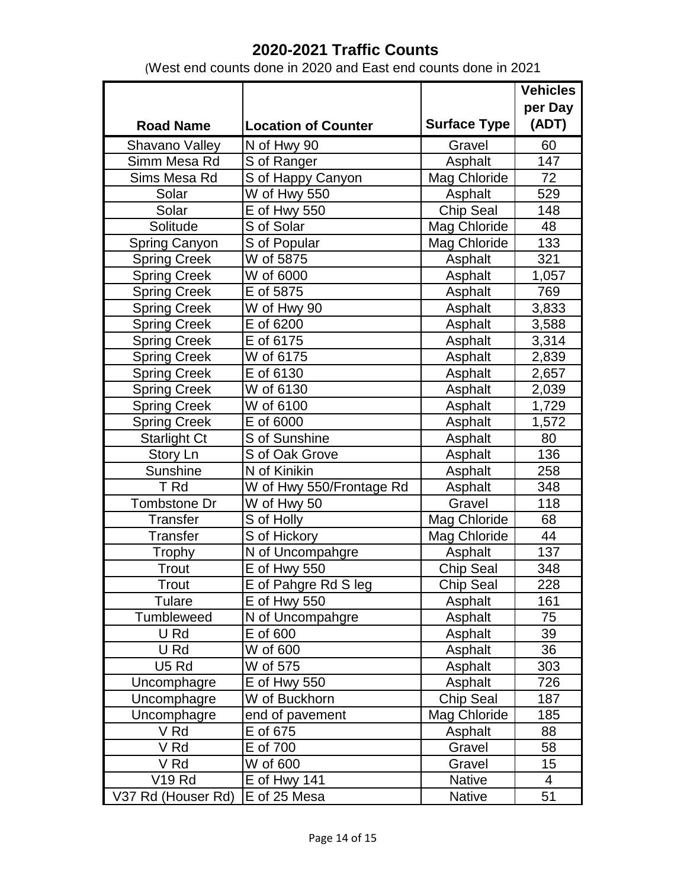# 2020-2021 Traffic Counts

(West end counts done in 2020 and East end counts done in 2021

| Road Name | Location of Counter | Surface Type | Vehicles per Day (ADT) |
|---|---|---|---|
| Shavano Valley | N of Hwy 90 | Gravel | 60 |
| Simm Mesa Rd | S of Ranger | Asphalt | 147 |
| Sims Mesa Rd | S of Happy Canyon | Mag Chloride | 72 |
| Solar | W of Hwy 550 | Asphalt | 529 |
| Solar | E of Hwy 550 | Chip Seal | 148 |
| Solitude | S of Solar | Mag Chloride | 48 |
| Spring Canyon | S of Popular | Mag Chloride | 133 |
| Spring Creek | W of 5875 | Asphalt | 321 |
| Spring Creek | W of 6000 | Asphalt | 1,057 |
| Spring Creek | E of 5875 | Asphalt | 769 |
| Spring Creek | W of Hwy 90 | Asphalt | 3,833 |
| Spring Creek | E of 6200 | Asphalt | 3,588 |
| Spring Creek | E of 6175 | Asphalt | 3,314 |
| Spring Creek | W of 6175 | Asphalt | 2,839 |
| Spring Creek | E of 6130 | Asphalt | 2,657 |
| Spring Creek | W of 6130 | Asphalt | 2,039 |
| Spring Creek | W of 6100 | Asphalt | 1,729 |
| Spring Creek | E of 6000 | Asphalt | 1,572 |
| Starlight Ct | S of Sunshine | Asphalt | 80 |
| Story Ln | S of Oak Grove | Asphalt | 136 |
| Sunshine | N of Kinikin | Asphalt | 258 |
| T Rd | W of Hwy 550/Frontage Rd | Asphalt | 348 |
| Tombstone Dr | W of Hwy 50 | Gravel | 118 |
| Transfer | S of Holly | Mag Chloride | 68 |
| Transfer | S of Hickory | Mag Chloride | 44 |
| Trophy | N of Uncompahgre | Asphalt | 137 |
| Trout | E of Hwy 550 | Chip Seal | 348 |
| Trout | E of Pahgre Rd S leg | Chip Seal | 228 |
| Tulare | E of Hwy 550 | Asphalt | 161 |
| Tumbleweed | N of Uncompahgre | Asphalt | 75 |
| U Rd | E of 600 | Asphalt | 39 |
| U Rd | W of 600 | Asphalt | 36 |
| U5 Rd | W of 575 | Asphalt | 303 |
| Uncomphagre | E of Hwy 550 | Asphalt | 726 |
| Uncomphagre | W of Buckhorn | Chip Seal | 187 |
| Uncomphagre | end of pavement | Mag Chloride | 185 |
| V Rd | E of 675 | Asphalt | 88 |
| V Rd | E of 700 | Gravel | 58 |
| V Rd | W of 600 | Gravel | 15 |
| V19 Rd | E of Hwy 141 | Native | 4 |
| V37 Rd (Houser Rd) | E of 25 Mesa | Native | 51 |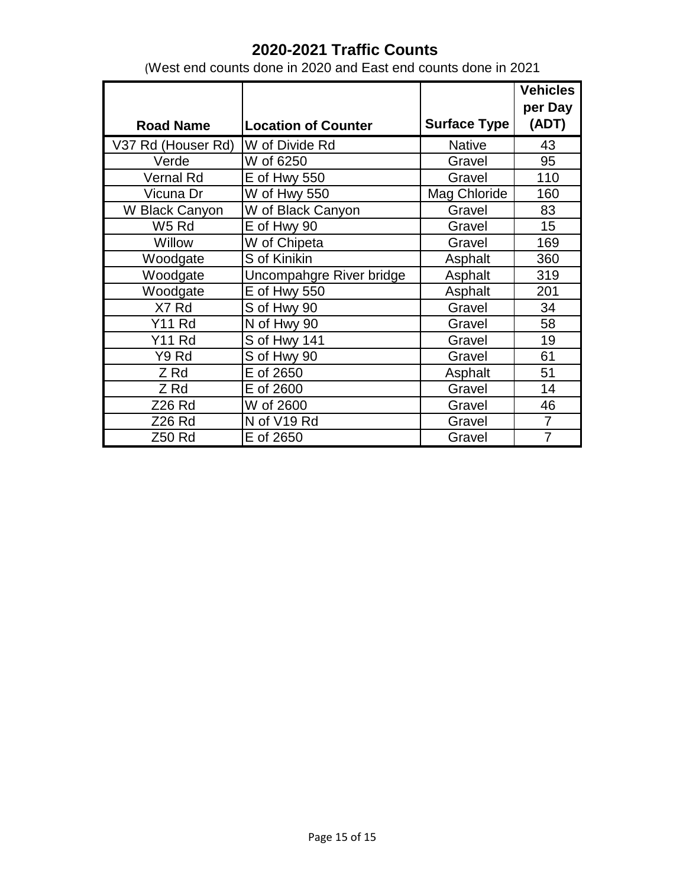# 2020-2021 Traffic Counts

(West end counts done in 2020 and East end counts done in 2021

| Road Name | Location of Counter | Surface Type | Vehicles per Day (ADT) |
|---|---|---|---|
| V37 Rd (Houser Rd) | W of Divide Rd | Native | 43 |
| Verde | W of 6250 | Gravel | 95 |
| Vernal Rd | E of Hwy 550 | Gravel | 110 |
| Vicuna Dr | W of Hwy 550 | Mag Chloride | 160 |
| W Black Canyon | W of Black Canyon | Gravel | 83 |
| W5 Rd | E of Hwy 90 | Gravel | 15 |
| Willow | W of Chipeta | Gravel | 169 |
| Woodgate | S of Kinikin | Asphalt | 360 |
| Woodgate | Uncompahgre River bridge | Asphalt | 319 |
| Woodgate | E of Hwy 550 | Asphalt | 201 |
| X7 Rd | S of Hwy 90 | Gravel | 34 |
| Y11 Rd | N of Hwy 90 | Gravel | 58 |
| Y11 Rd | S of Hwy 141 | Gravel | 19 |
| Y9 Rd | S of Hwy 90 | Gravel | 61 |
| Z Rd | E of 2650 | Asphalt | 51 |
| Z Rd | E of 2600 | Gravel | 14 |
| Z26 Rd | W of 2600 | Gravel | 46 |
| Z26 Rd | N of V19 Rd | Gravel | 7 |
| Z50 Rd | E of 2650 | Gravel | 7 |